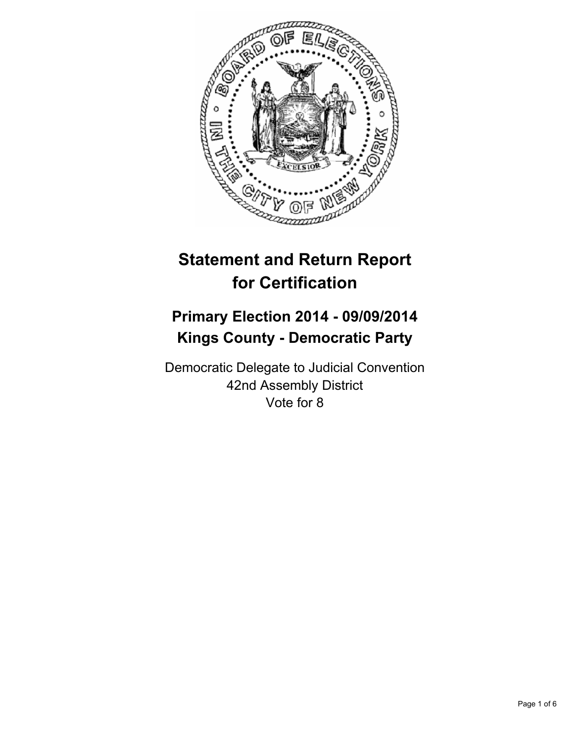# Statement and Return Report for Certification

## Primary Election 2014 - 09/09/2014
## Kings County - Democratic Party

Democratic Delegate to Judicial Convention
42nd Assembly District
Vote for 8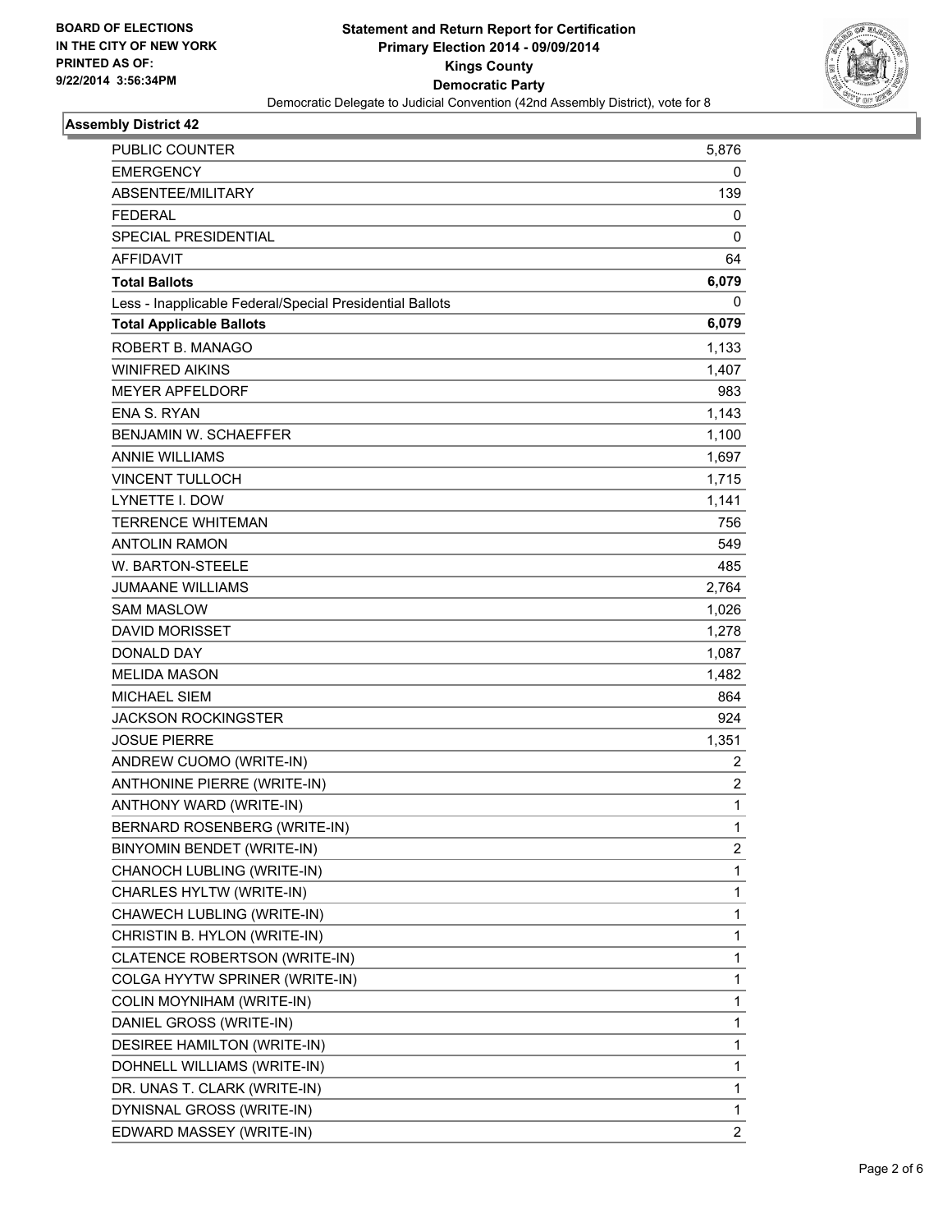BOARD OF ELECTIONS
IN THE CITY OF NEW YORK
PRINTED AS OF:
9/22/2014 3:56:34PM

**Statement and Return Report for Certification**
**Primary Election 2014 - 09/09/2014**
**Kings County**
**Democratic Party**
Democratic Delegate to Judicial Convention (42nd Assembly District), vote for 8

## Assembly District 42

| | |
|---|---|
| PUBLIC COUNTER | 5,876 |
| EMERGENCY | 0 |
| ABSENTEE/MILITARY | 139 |
| FEDERAL | 0 |
| SPECIAL PRESIDENTIAL | 0 |
| AFFIDAVIT | 64 |
| **Total Ballots** | **6,079** |
| Less - Inapplicable Federal/Special Presidential Ballots | 0 |
| **Total Applicable Ballots** | **6,079** |
| ROBERT B. MANAGO | 1,133 |
| WINIFRED AIKINS | 1,407 |
| MEYER APFELDORF | 983 |
| ENA S. RYAN | 1,143 |
| BENJAMIN W. SCHAEFFER | 1,100 |
| ANNIE WILLIAMS | 1,697 |
| VINCENT TULLOCH | 1,715 |
| LYNETTE I. DOW | 1,141 |
| TERRENCE WHITEMAN | 756 |
| ANTOLIN RAMON | 549 |
| W. BARTON-STEELE | 485 |
| JUMAANE WILLIAMS | 2,764 |
| SAM MASLOW | 1,026 |
| DAVID MORISSET | 1,278 |
| DONALD DAY | 1,087 |
| MELIDA MASON | 1,482 |
| MICHAEL SIEM | 864 |
| JACKSON ROCKINGSTER | 924 |
| JOSUE PIERRE | 1,351 |
| ANDREW CUOMO (WRITE-IN) | 2 |
| ANTHONINE PIERRE (WRITE-IN) | 2 |
| ANTHONY WARD (WRITE-IN) | 1 |
| BERNARD ROSENBERG (WRITE-IN) | 1 |
| BINYOMIN BENDET (WRITE-IN) | 2 |
| CHANOCH LUBLING (WRITE-IN) | 1 |
| CHARLES HYLTW (WRITE-IN) | 1 |
| CHAWECH LUBLING (WRITE-IN) | 1 |
| CHRISTIN B. HYLON (WRITE-IN) | 1 |
| CLATENCE ROBERTSON (WRITE-IN) | 1 |
| COLGA HYYTW SPRINER (WRITE-IN) | 1 |
| COLIN MOYNIHAM (WRITE-IN) | 1 |
| DANIEL GROSS (WRITE-IN) | 1 |
| DESIREE HAMILTON (WRITE-IN) | 1 |
| DOHNELL WILLIAMS (WRITE-IN) | 1 |
| DR. UNAS T. CLARK (WRITE-IN) | 1 |
| DYNISNAL GROSS (WRITE-IN) | 1 |
| EDWARD MASSEY (WRITE-IN) | 2 |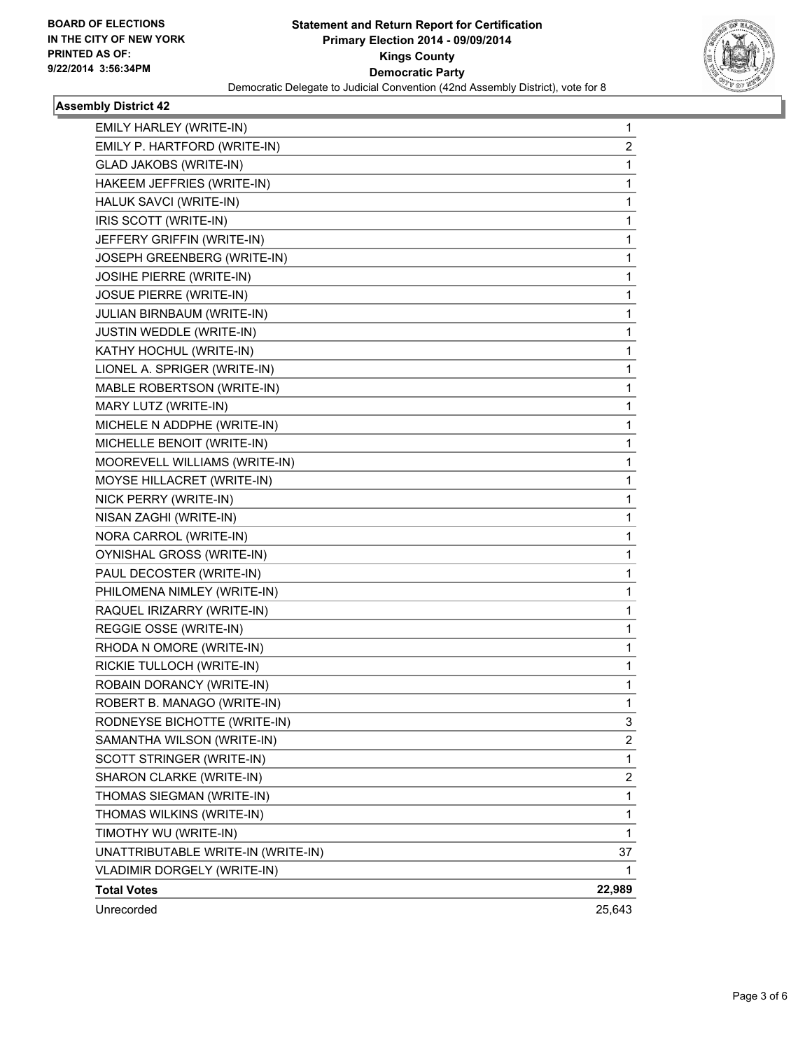BOARD OF ELECTIONS
IN THE CITY OF NEW YORK
PRINTED AS OF:
9/22/2014 3:56:34PM

**Statement and Return Report for Certification**
**Primary Election 2014 - 09/09/2014**
**Kings County**
**Democratic Party**
Democratic Delegate to Judicial Convention (42nd Assembly District), vote for 8

### Assembly District 42

| | |
|---|---|
| EMILY HARLEY (WRITE-IN) | 1 |
| EMILY P. HARTFORD (WRITE-IN) | 2 |
| GLAD JAKOBS (WRITE-IN) | 1 |
| HAKEEM JEFFRIES (WRITE-IN) | 1 |
| HALUK SAVCI (WRITE-IN) | 1 |
| IRIS SCOTT (WRITE-IN) | 1 |
| JEFFERY GRIFFIN (WRITE-IN) | 1 |
| JOSEPH GREENBERG (WRITE-IN) | 1 |
| JOSIHE PIERRE (WRITE-IN) | 1 |
| JOSUE PIERRE (WRITE-IN) | 1 |
| JULIAN BIRNBAUM (WRITE-IN) | 1 |
| JUSTIN WEDDLE (WRITE-IN) | 1 |
| KATHY HOCHUL (WRITE-IN) | 1 |
| LIONEL A. SPRIGER (WRITE-IN) | 1 |
| MABLE ROBERTSON (WRITE-IN) | 1 |
| MARY LUTZ (WRITE-IN) | 1 |
| MICHELE N ADDPHE (WRITE-IN) | 1 |
| MICHELLE BENOIT (WRITE-IN) | 1 |
| MOOREVELL WILLIAMS (WRITE-IN) | 1 |
| MOYSE HILLACRET (WRITE-IN) | 1 |
| NICK PERRY (WRITE-IN) | 1 |
| NISAN ZAGHI (WRITE-IN) | 1 |
| NORA CARROL (WRITE-IN) | 1 |
| OYNISHAL GROSS (WRITE-IN) | 1 |
| PAUL DECOSTER (WRITE-IN) | 1 |
| PHILOMENA NIMLEY (WRITE-IN) | 1 |
| RAQUEL IRIZARRY (WRITE-IN) | 1 |
| REGGIE OSSE (WRITE-IN) | 1 |
| RHODA N OMORE (WRITE-IN) | 1 |
| RICKIE TULLOCH (WRITE-IN) | 1 |
| ROBAIN DORANCY (WRITE-IN) | 1 |
| ROBERT B. MANAGO (WRITE-IN) | 1 |
| RODNEYSE BICHOTTE (WRITE-IN) | 3 |
| SAMANTHA WILSON (WRITE-IN) | 2 |
| SCOTT STRINGER (WRITE-IN) | 1 |
| SHARON CLARKE (WRITE-IN) | 2 |
| THOMAS SIEGMAN (WRITE-IN) | 1 |
| THOMAS WILKINS (WRITE-IN) | 1 |
| TIMOTHY WU (WRITE-IN) | 1 |
| UNATTRIBUTABLE WRITE-IN (WRITE-IN) | 37 |
| VLADIMIR DORGELY (WRITE-IN) | 1 |
| **Total Votes** | **22,989** |
| Unrecorded | 25,643 |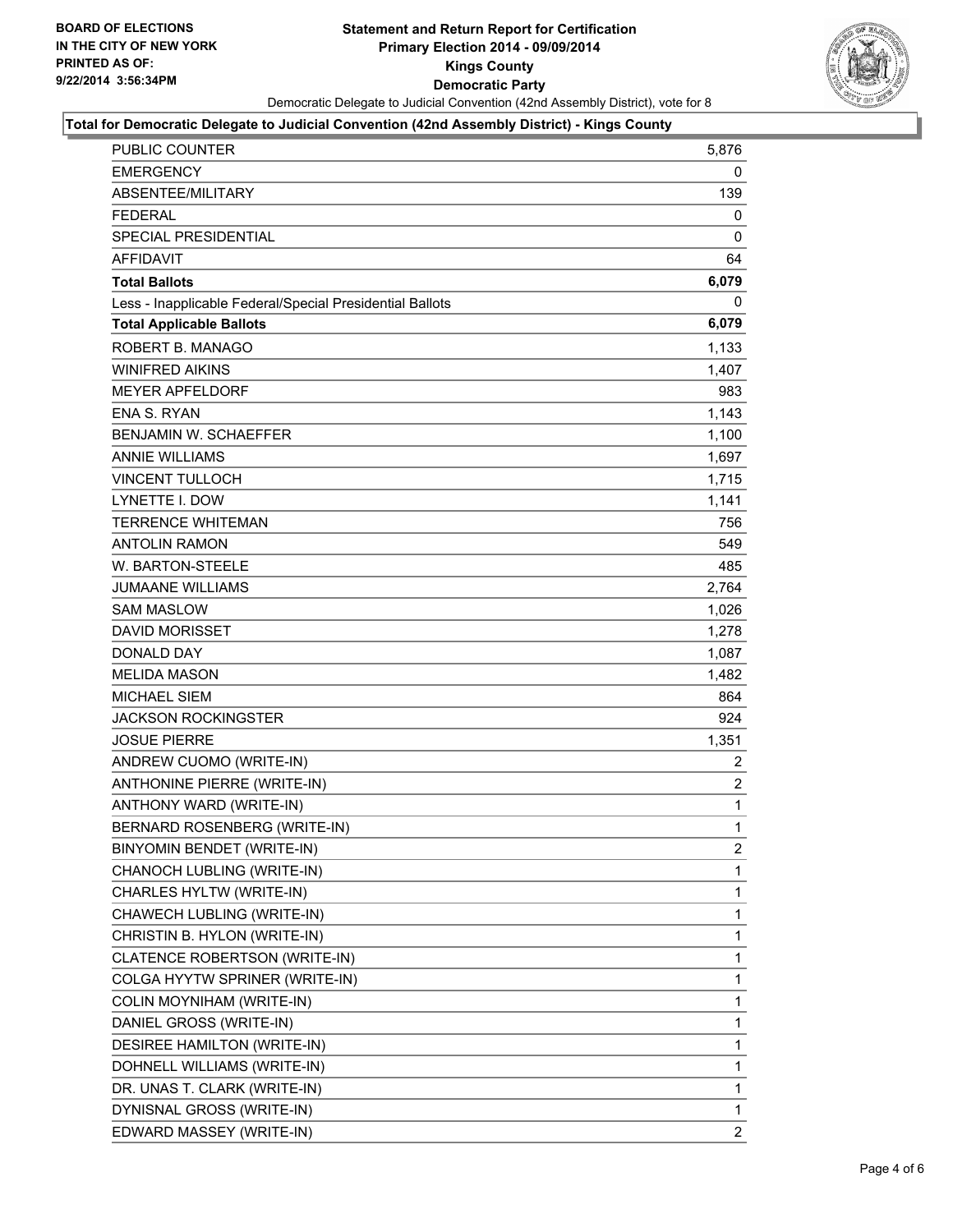BOARD OF ELECTIONS
IN THE CITY OF NEW YORK
PRINTED AS OF:
9/22/2014 3:56:34PM

# Statement and Return Report for Certification
## Primary Election 2014 - 09/09/2014
## Kings County
## Democratic Party

Democratic Delegate to Judicial Convention (42nd Assembly District), vote for 8

**Total for Democratic Delegate to Judicial Convention (42nd Assembly District) - Kings County**

| | |
|---|---:|
| PUBLIC COUNTER | 5,876 |
| EMERGENCY | 0 |
| ABSENTEE/MILITARY | 139 |
| FEDERAL | 0 |
| SPECIAL PRESIDENTIAL | 0 |
| AFFIDAVIT | 64 |
| **Total Ballots** | **6,079** |
| Less - Inapplicable Federal/Special Presidential Ballots | 0 |
| **Total Applicable Ballots** | **6,079** |
| ROBERT B. MANAGO | 1,133 |
| WINIFRED AIKINS | 1,407 |
| MEYER APFELDORF | 983 |
| ENA S. RYAN | 1,143 |
| BENJAMIN W. SCHAEFFER | 1,100 |
| ANNIE WILLIAMS | 1,697 |
| VINCENT TULLOCH | 1,715 |
| LYNETTE I. DOW | 1,141 |
| TERRENCE WHITEMAN | 756 |
| ANTOLIN RAMON | 549 |
| W. BARTON-STEELE | 485 |
| JUMAANE WILLIAMS | 2,764 |
| SAM MASLOW | 1,026 |
| DAVID MORISSET | 1,278 |
| DONALD DAY | 1,087 |
| MELIDA MASON | 1,482 |
| MICHAEL SIEM | 864 |
| JACKSON ROCKINGSTER | 924 |
| JOSUE PIERRE | 1,351 |
| ANDREW CUOMO (WRITE-IN) | 2 |
| ANTHONINE PIERRE (WRITE-IN) | 2 |
| ANTHONY WARD (WRITE-IN) | 1 |
| BERNARD ROSENBERG (WRITE-IN) | 1 |
| BINYOMIN BENDET (WRITE-IN) | 2 |
| CHANOCH LUBLING (WRITE-IN) | 1 |
| CHARLES HYLTW (WRITE-IN) | 1 |
| CHAWECH LUBLING (WRITE-IN) | 1 |
| CHRISTIN B. HYLON (WRITE-IN) | 1 |
| CLATENCE ROBERTSON (WRITE-IN) | 1 |
| COLGA HYYTW SPRINER (WRITE-IN) | 1 |
| COLIN MOYNIHAM (WRITE-IN) | 1 |
| DANIEL GROSS (WRITE-IN) | 1 |
| DESIREE HAMILTON (WRITE-IN) | 1 |
| DOHNELL WILLIAMS (WRITE-IN) | 1 |
| DR. UNAS T. CLARK (WRITE-IN) | 1 |
| DYNISNAL GROSS (WRITE-IN) | 1 |
| EDWARD MASSEY (WRITE-IN) | 2 |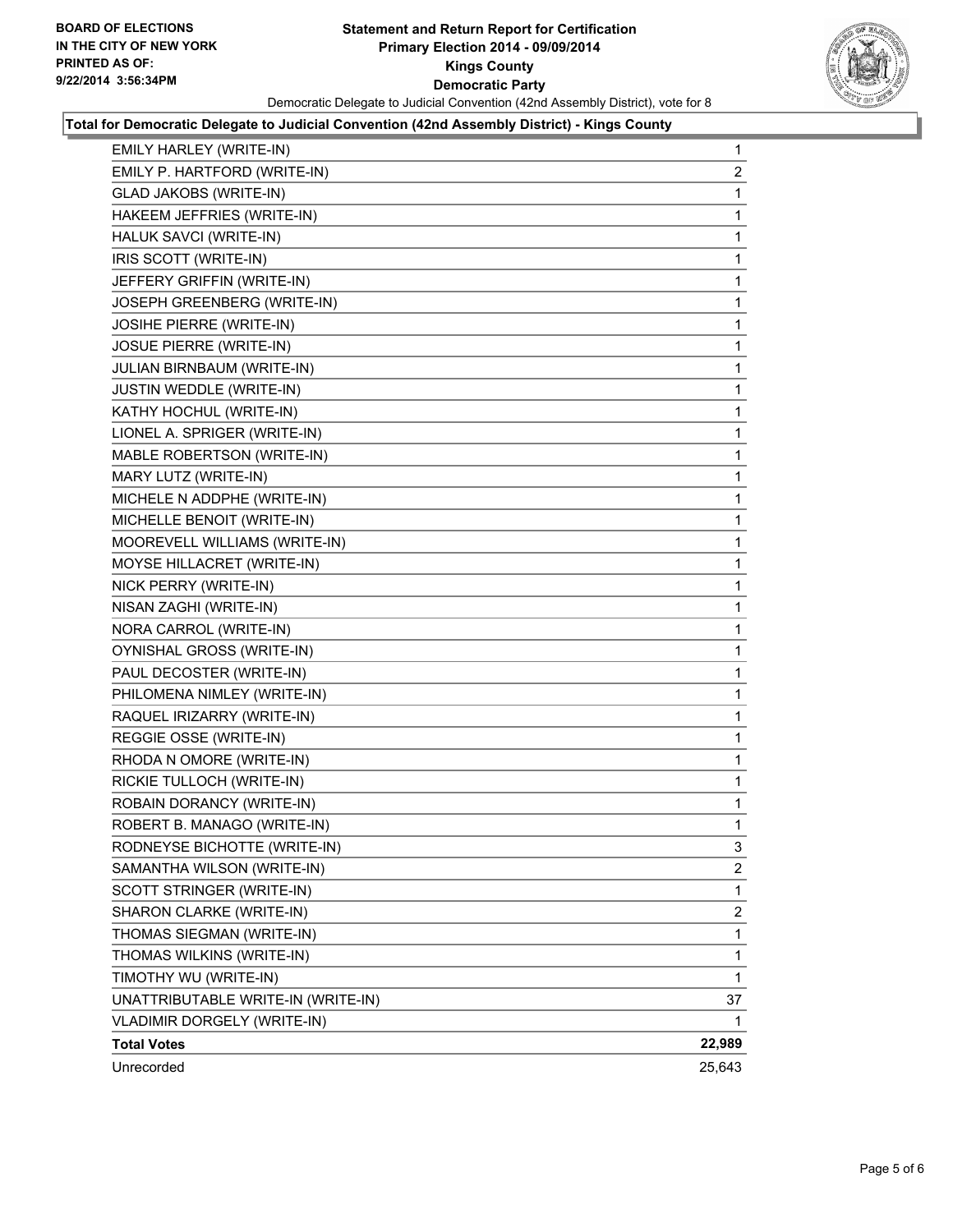BOARD OF ELECTIONS
IN THE CITY OF NEW YORK
PRINTED AS OF:
9/22/2014 3:56:34PM

**Statement and Return Report for Certification**
**Primary Election 2014 - 09/09/2014**
**Kings County**
**Democratic Party**
Democratic Delegate to Judicial Convention (42nd Assembly District), vote for 8

**Total for Democratic Delegate to Judicial Convention (42nd Assembly District) - Kings County**

| | |
|---|---|
| EMILY HARLEY (WRITE-IN) | 1 |
| EMILY P. HARTFORD (WRITE-IN) | 2 |
| GLAD JAKOBS (WRITE-IN) | 1 |
| HAKEEM JEFFRIES (WRITE-IN) | 1 |
| HALUK SAVCI (WRITE-IN) | 1 |
| IRIS SCOTT (WRITE-IN) | 1 |
| JEFFERY GRIFFIN (WRITE-IN) | 1 |
| JOSEPH GREENBERG (WRITE-IN) | 1 |
| JOSIHE PIERRE (WRITE-IN) | 1 |
| JOSUE PIERRE (WRITE-IN) | 1 |
| JULIAN BIRNBAUM (WRITE-IN) | 1 |
| JUSTIN WEDDLE (WRITE-IN) | 1 |
| KATHY HOCHUL (WRITE-IN) | 1 |
| LIONEL A. SPRIGER (WRITE-IN) | 1 |
| MABLE ROBERTSON (WRITE-IN) | 1 |
| MARY LUTZ (WRITE-IN) | 1 |
| MICHELE N ADDPHE (WRITE-IN) | 1 |
| MICHELLE BENOIT (WRITE-IN) | 1 |
| MOOREVELL WILLIAMS (WRITE-IN) | 1 |
| MOYSE HILLACRET (WRITE-IN) | 1 |
| NICK PERRY (WRITE-IN) | 1 |
| NISAN ZAGHI (WRITE-IN) | 1 |
| NORA CARROL (WRITE-IN) | 1 |
| OYNISHAL GROSS (WRITE-IN) | 1 |
| PAUL DECOSTER (WRITE-IN) | 1 |
| PHILOMENA NIMLEY (WRITE-IN) | 1 |
| RAQUEL IRIZARRY (WRITE-IN) | 1 |
| REGGIE OSSE (WRITE-IN) | 1 |
| RHODA N OMORE (WRITE-IN) | 1 |
| RICKIE TULLOCH (WRITE-IN) | 1 |
| ROBAIN DORANCY (WRITE-IN) | 1 |
| ROBERT B. MANAGO (WRITE-IN) | 1 |
| RODNEYSE BICHOTTE (WRITE-IN) | 3 |
| SAMANTHA WILSON (WRITE-IN) | 2 |
| SCOTT STRINGER (WRITE-IN) | 1 |
| SHARON CLARKE (WRITE-IN) | 2 |
| THOMAS SIEGMAN (WRITE-IN) | 1 |
| THOMAS WILKINS (WRITE-IN) | 1 |
| TIMOTHY WU (WRITE-IN) | 1 |
| UNATTRIBUTABLE WRITE-IN (WRITE-IN) | 37 |
| VLADIMIR DORGELY (WRITE-IN) | 1 |
| **Total Votes** | **22,989** |
| Unrecorded | 25,643 |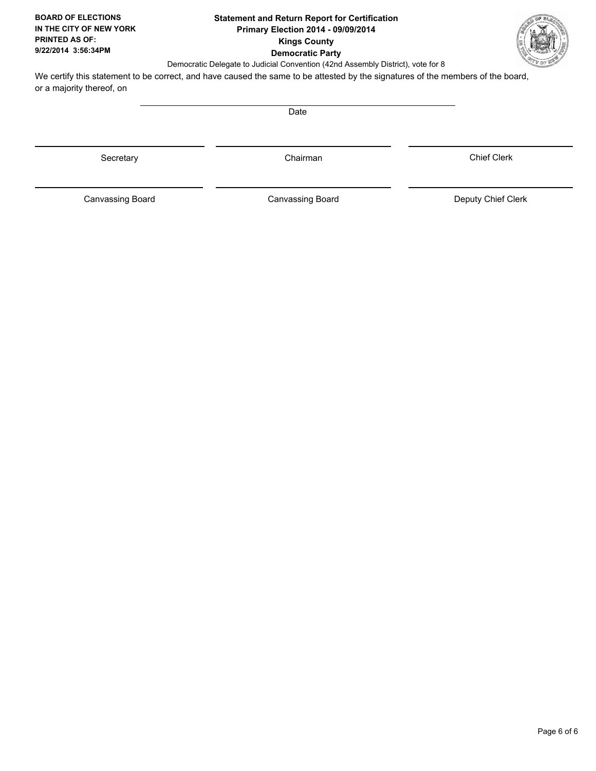**BOARD OF ELECTIONS IN THE CITY OF NEW YORK PRINTED AS OF: 9/22/2014 3:56:34PM**

**Statement and Return Report for Certification**
**Primary Election 2014 - 09/09/2014**
**Kings County**
**Democratic Party**

Democratic Delegate to Judicial Convention (42nd Assembly District), vote for 8

We certify this statement to be correct, and have caused the same to be attested by the signatures of the members of the board, or a majority thereof, on

Date

| | | |
|---|---|---|
| Secretary | Chairman | Chief Clerk |
| Canvassing Board | Canvassing Board | Deputy Chief Clerk |